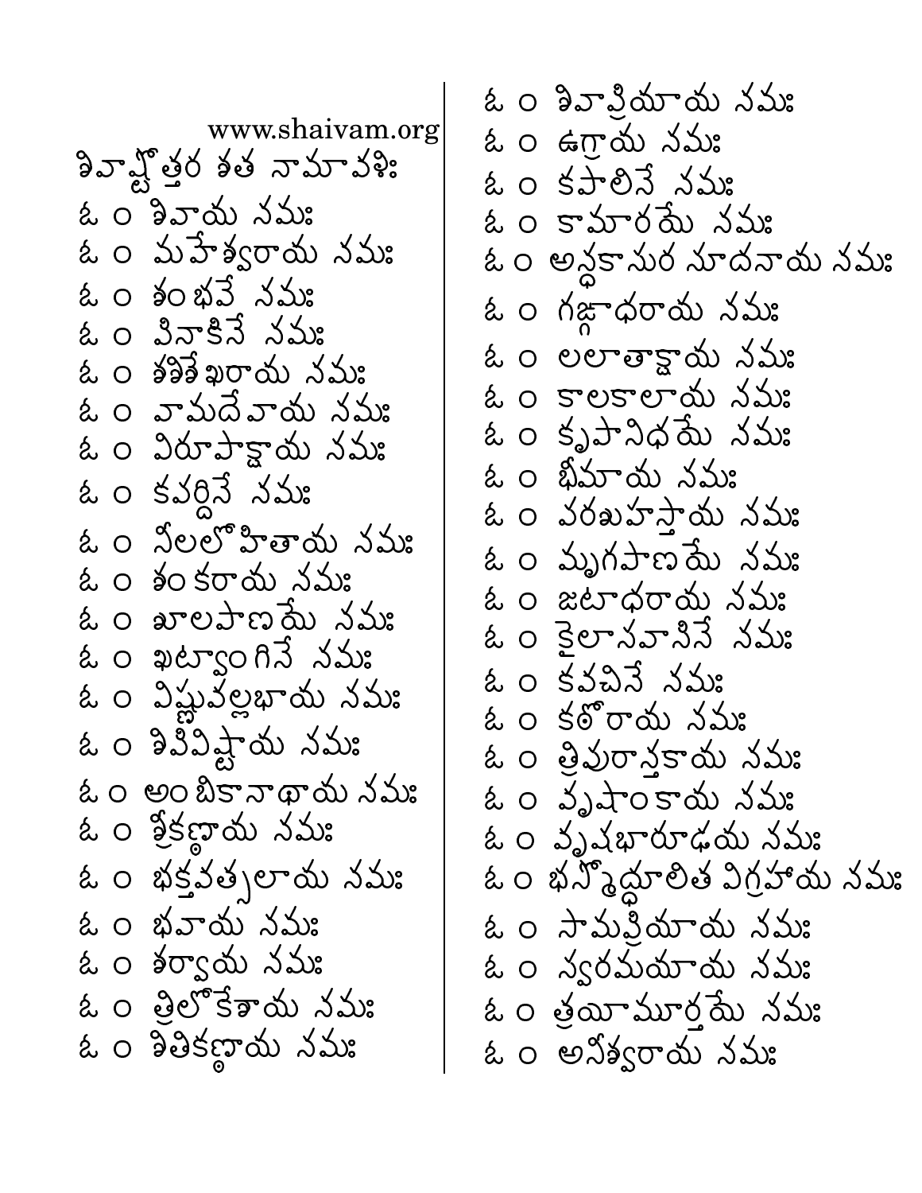www.shaivam.org

# శివాష్టోత్తర శత నామావళిః

ఓం శివాయ నమః
ఓం మహేశ్వరాయ నమః
ఓం శంభవే నమః
ఓం పినాకినే నమః
ఓం శశిశేఖరాయ నమః
ఓం వామదేవాయ నమః
ఓం విరూపాక్షాయ నమః
ఓం కపర్దినే నమః
ఓం నీలలోహితాయ నమః
ఓం శంకరాయ నమః
ఓం శూలపాణయే నమః
ఓం ఖట్వాంగినే నమః
ఓం విష్ణువల్లభాయ నమః
ఓం శిపివిష్టాయ నమః
ఓం అంబికానాథాయ నమః
ఓం శ్రీకణ్ఠాయ నమః
ఓం భక్తవత్సలాయ నమః
ఓం భవాయ నమః
ఓం శర్వాయ నమః
ఓం త్రిలోకేశాయ నమః
ఓం శితికణ్ఠాయ నమః
ఓం శివాప్రియాయ నమః
ఓం ఉగ్రాయ నమః
ఓం కపాలినే నమః
ఓం కామారయే నమః
ఓం అన్ధకాసుర సూదనాయ నమః
ఓం గఙ్గాధరాయ నమః
ఓం లలాటాక్షాయ నమః
ఓం కాలకాలాయ నమః
ఓం కృపానిధయే నమః
ఓం భీమాయ నమః
ఓం పరశుహస్తాయ నమః
ఓం మృగపాణయే నమః
ఓం జటాధరాయ నమః
ఓం కైలాసవాసినే నమః
ఓం కవచినే నమః
ఓం కఠోరాయ నమః
ఓం త్రిపురాన్తకాయ నమః
ఓం వృషాంకాయ నమః
ఓం వృషభారూఢయ నమః
ఓం భస్మోద్ధూలిత విగ్రహాయ నమః
ఓం సామప్రియాయ నమః
ఓం స్వరమయాయ నమః
ఓం త్రయీమూర్తయే నమః
ఓం అనీశ్వరాయ నమః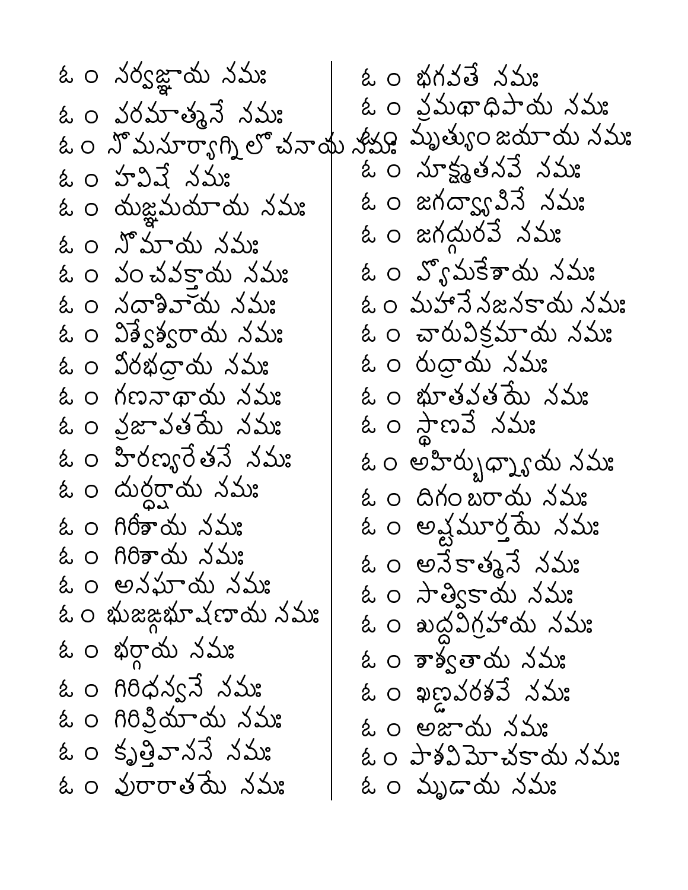ఓం సర్వజ్ఞాయ నమః
ఓం పరమాత్మనే నమః
ఓం సోమసూర్యాగ్నిలోచనాయ నమః
ఓం హవిషే నమః
ఓం యజ్ఞమయాయ నమః
ఓం సోమాయ నమః
ఓం పంచవక్త్రాయ నమః
ఓం సదాశివాయ నమః
ఓం విశ్వేశ్వరాయ నమః
ఓం వీరభద్రాయ నమః
ఓం గణనాథాయ నమః
ఓం ప్రజాపతయే నమః
ఓం హిరణ్యరేతసే నమః
ఓం దుర్ధర్షాయ నమః
ఓం గిరీశాయ నమః
ఓం గిరిశాయ నమః
ఓం అనఘాయ నమః
ఓం భుజఙ్గభూషణాయ నమః
ఓం భర్గాయ నమః
ఓం గిరిధన్వనే నమః
ఓం గిరిప్రియాయ నమః
ఓం కృత్తివాససే నమః
ఓం పురారాతయే నమః
ఓం భగవతే నమః
ఓం ప్రమథాధిపాయ నమః
ఓం మృత్యుంజయాయ నమః
ఓం సూక్ష్మతనవే నమః
ఓం జగద్వ్యాపినే నమః
ఓం జగద్గురవే నమః
ఓం వ్యోమకేశాయ నమః
ఓం మహాసేనజనకాయ నమః
ఓం చారువిక్రమాయ నమః
ఓం రుద్రాయ నమః
ఓం భూతపతయే నమః
ఓం స్థాణవే నమః
ఓం అహిర్బుధ్న్యాయ నమః
ఓం దిగంబరాయ నమః
ఓం అష్టమూర్తయే నమః
ఓం అనేకాత్మనే నమః
ఓం సాత్వికాయ నమః
ఓం శుద్ధవిగ్రహాయ నమః
ఓం శాశ్వతాయ నమః
ఓం ఖణ్డపరశవే నమః
ఓం అజాయ నమః
ఓం పాశవిమోచకాయ నమః
ఓం మృడాయ నమః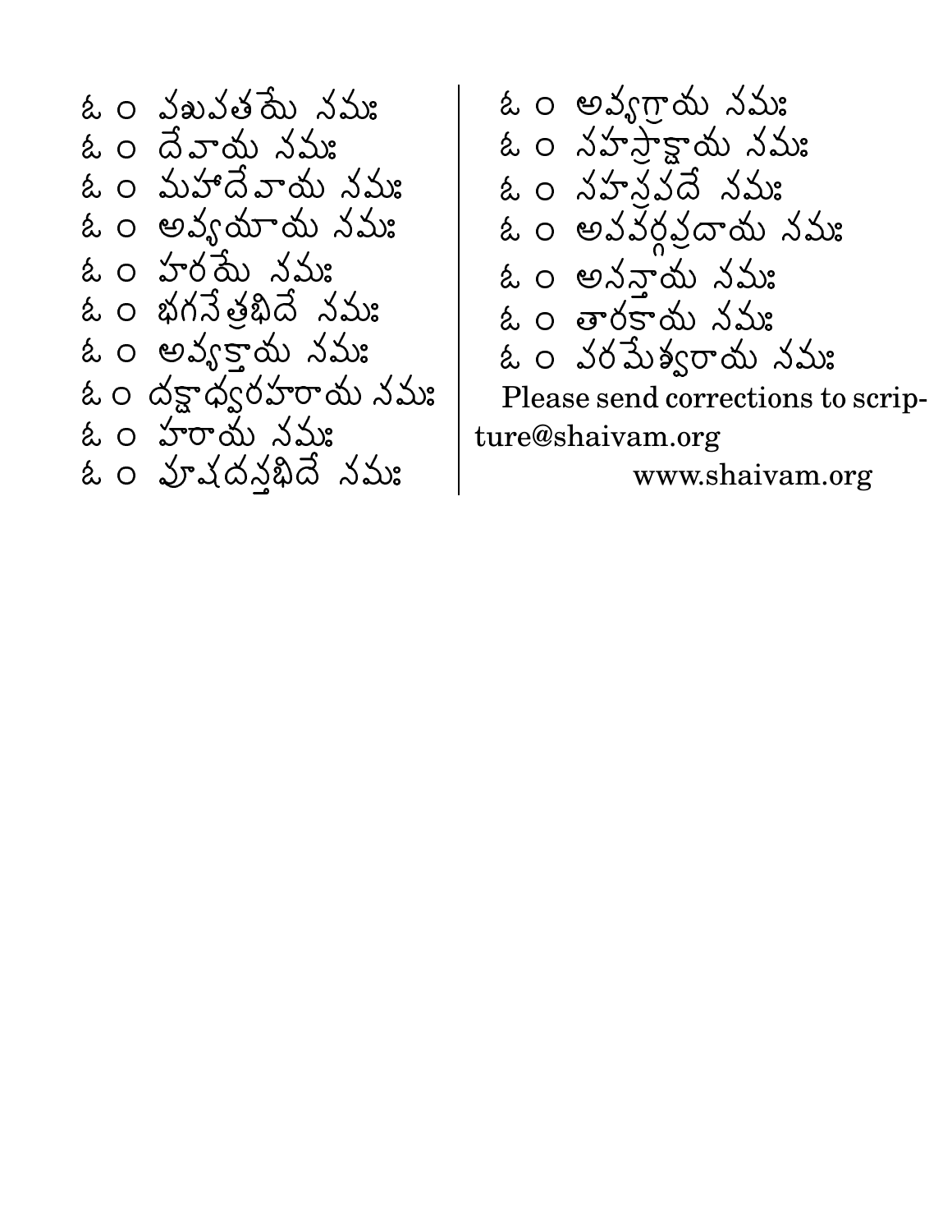ఓం పశుపతయే నమః
ఓం దేవాయ నమః
ఓం మహాదేవాయ నమః
ఓం అవ్యయాయ నమః
ఓం హరయే నమః
ఓం భగనేత్రభిదే నమః
ఓం అవ్యక్తాయ నమః
ఓం దక్షాధ్వరహరాయ నమః
ఓం హరాయ నమః
ఓం పూషదన్తభిదే నమః
ఓం అవ్యగ్రాయ నమః
ఓం సహస్రాక్షాయ నమః
ఓం సహస్రపదే నమః
ఓం అపవర్గప్రదాయ నమః
ఓం అనన్తాయ నమః
ఓం తారకాయ నమః
ఓం పరమేశ్వరాయ నమః

Please send corrections to scripture@shaivam.org

www.shaivam.org